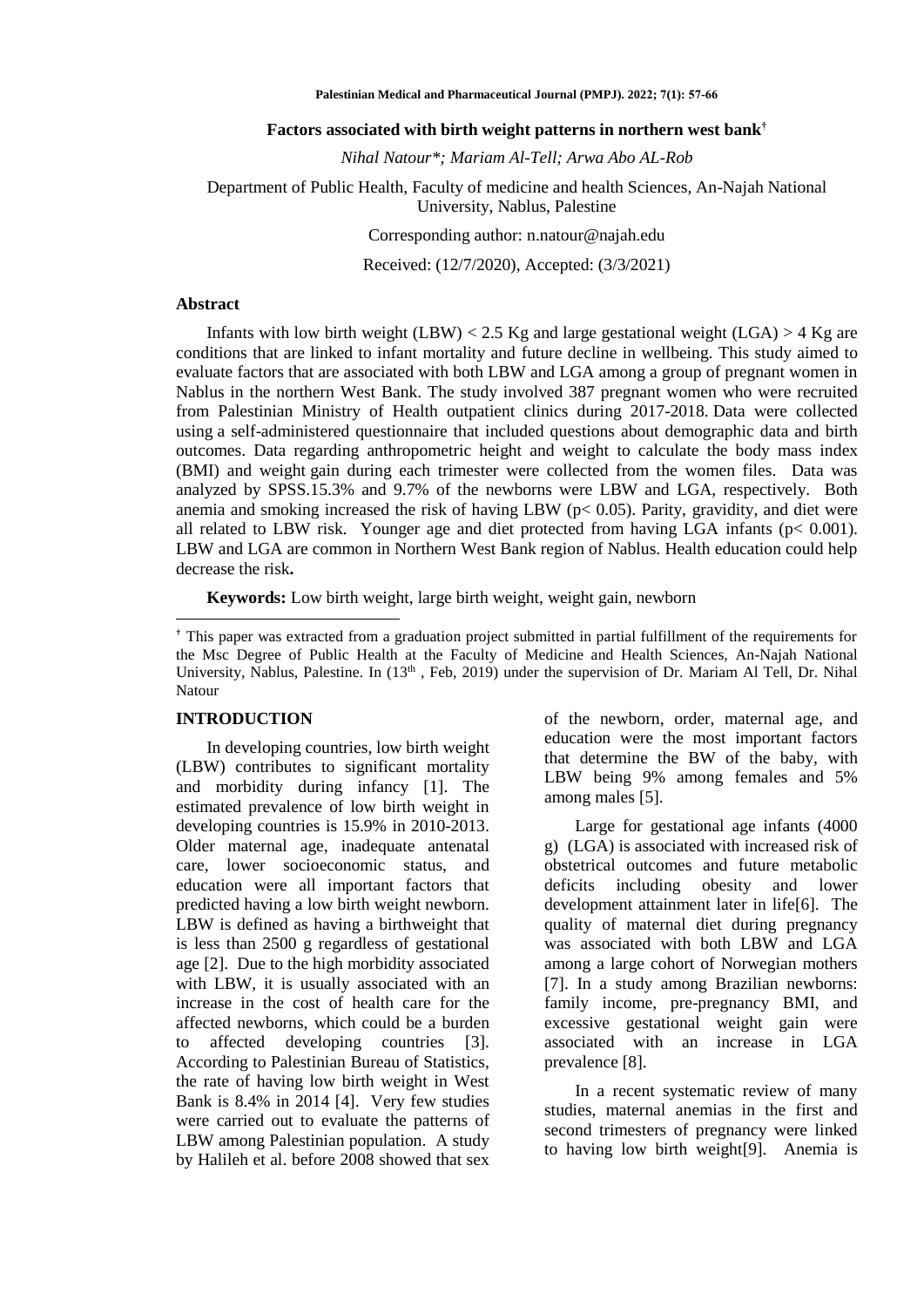# Factors associated with birth weight patterns in northern west bank[†]

*Nihal Natour\*; Mariam Al-Tell; Arwa Abo AL-Rob*

Department of Public Health, Faculty of medicine and health Sciences, An-Najah National University, Nablus, Palestine

Corresponding author: n.natour@najah.edu

Received: (12/7/2020), Accepted: (3/3/2021)

## Abstract

Infants with low birth weight (LBW) < 2.5 Kg and large gestational weight (LGA) > 4 Kg are conditions that are linked to infant mortality and future decline in wellbeing. This study aimed to evaluate factors that are associated with both LBW and LGA among a group of pregnant women in Nablus in the northern West Bank. The study involved 387 pregnant women who were recruited from Palestinian Ministry of Health outpatient clinics during 2017-2018. Data were collected using a self-administered questionnaire that included questions about demographic data and birth outcomes. Data regarding anthropometric height and weight to calculate the body mass index (BMI) and weight gain during each trimester were collected from the women files. Data was analyzed by SPSS.15.3% and 9.7% of the newborns were LBW and LGA, respectively. Both anemia and smoking increased the risk of having LBW ($p < 0.05$). Parity, gravidity, and diet were all related to LBW risk. Younger age and diet protected from having LGA infants ($p < 0.001$). LBW and LGA are common in Northern West Bank region of Nablus. Health education could help decrease the risk**.**

**Keywords:** Low birth weight, large birth weight, weight gain, newborn

[†] This paper was extracted from a graduation project submitted in partial fulfillment of the requirements for the Msc Degree of Public Health at the Faculty of Medicine and Health Sciences, An-Najah National University, Nablus, Palestine. In (13th , Feb, 2019) under the supervision of Dr. Mariam Al Tell, Dr. Nihal Natour

## INTRODUCTION

In developing countries, low birth weight (LBW) contributes to significant mortality and morbidity during infancy [1]. The estimated prevalence of low birth weight in developing countries is 15.9% in 2010-2013. Older maternal age, inadequate antenatal care, lower socioeconomic status, and education were all important factors that predicted having a low birth weight newborn. LBW is defined as having a birthweight that is less than 2500 g regardless of gestational age [2]. Due to the high morbidity associated with LBW, it is usually associated with an increase in the cost of health care for the affected newborns, which could be a burden to affected developing countries [3]. According to Palestinian Bureau of Statistics, the rate of having low birth weight in West Bank is 8.4% in 2014 [4]. Very few studies were carried out to evaluate the patterns of LBW among Palestinian population. A study by Halileh et al. before 2008 showed that sex of the newborn, order, maternal age, and education were the most important factors that determine the BW of the baby, with LBW being 9% among females and 5% among males [5].

Large for gestational age infants (4000 g) (LGA) is associated with increased risk of obstetrical outcomes and future metabolic deficits including obesity and lower development attainment later in life[6]. The quality of maternal diet during pregnancy was associated with both LBW and LGA among a large cohort of Norwegian mothers [7]. In a study among Brazilian newborns: family income, pre-pregnancy BMI, and excessive gestational weight gain were associated with an increase in LGA prevalence [8].

In a recent systematic review of many studies, maternal anemias in the first and second trimesters of pregnancy were linked to having low birth weight[9]. Anemia is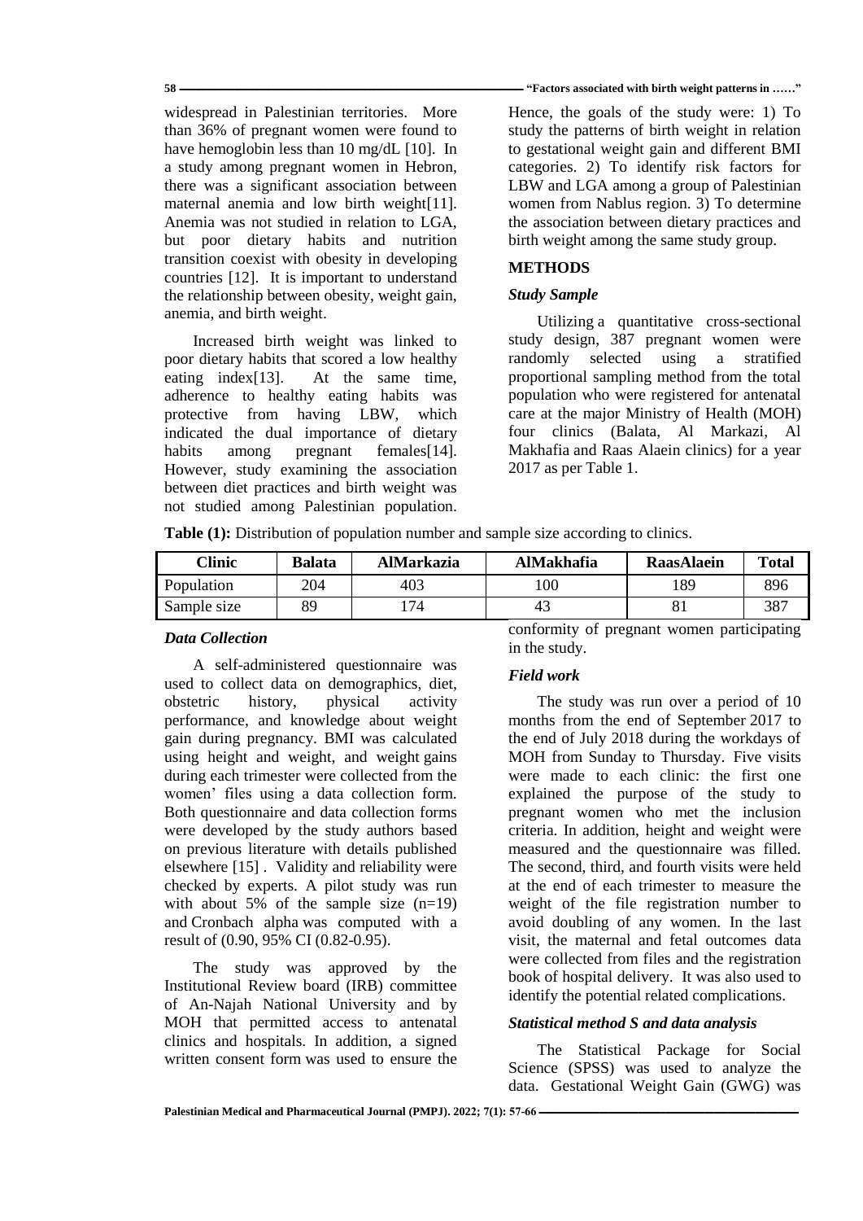widespread in Palestinian territories. More than 36% of pregnant women were found to have hemoglobin less than 10 mg/dL [10]. In a study among pregnant women in Hebron, there was a significant association between maternal anemia and low birth weight[11]. Anemia was not studied in relation to LGA, but poor dietary habits and nutrition transition coexist with obesity in developing countries [12]. It is important to understand the relationship between obesity, weight gain, anemia, and birth weight.

Increased birth weight was linked to poor dietary habits that scored a low healthy eating index[13]. At the same time, adherence to healthy eating habits was protective from having LBW, which indicated the dual importance of dietary habits among pregnant females[14]. However, study examining the association between diet practices and birth weight was not studied among Palestinian population. Hence, the goals of the study were: 1) To study the patterns of birth weight in relation to gestational weight gain and different BMI categories. 2) To identify risk factors for LBW and LGA among a group of Palestinian women from Nablus region. 3) To determine the association between dietary practices and birth weight among the same study group.

## METHODS

### *Study Sample*

Utilizing a quantitative cross-sectional study design, 387 pregnant women were randomly selected using a stratified proportional sampling method from the total population who were registered for antenatal care at the major Ministry of Health (MOH) four clinics (Balata, Al Markazi, Al Makhafia and Raas Alaein clinics) for a year 2017 as per Table 1.

**Table (1):** Distribution of population number and sample size according to clinics.

| Clinic | Balata | AlMarkazia | AlMakhafia | RaasAlaein | Total |
|---|---|---|---|---|---|
| Population | 204 | 403 | 100 | 189 | 896 |
| Sample size | 89 | 174 | 43 | 81 | 387 |

### *Data Collection*

A self-administered questionnaire was used to collect data on demographics, diet, obstetric history, physical activity performance, and knowledge about weight gain during pregnancy. BMI was calculated using height and weight, and weight gains during each trimester were collected from the women' files using a data collection form. Both questionnaire and data collection forms were developed by the study authors based on previous literature with details published elsewhere [15] . Validity and reliability were checked by experts. A pilot study was run with about 5% of the sample size (n=19) and Cronbach alpha was computed with a result of (0.90, 95% CI (0.82-0.95).

The study was approved by the Institutional Review board (IRB) committee of An-Najah National University and by MOH that permitted access to antenatal clinics and hospitals. In addition, a signed written consent form was used to ensure the conformity of pregnant women participating in the study.

### *Field work*

The study was run over a period of 10 months from the end of September 2017 to the end of July 2018 during the workdays of MOH from Sunday to Thursday. Five visits were made to each clinic: the first one explained the purpose of the study to pregnant women who met the inclusion criteria. In addition, height and weight were measured and the questionnaire was filled. The second, third, and fourth visits were held at the end of each trimester to measure the weight of the file registration number to avoid doubling of any women. In the last visit, the maternal and fetal outcomes data were collected from files and the registration book of hospital delivery. It was also used to identify the potential related complications.

### *Statistical method S and data analysis*

The Statistical Package for Social Science (SPSS) was used to analyze the data. Gestational Weight Gain (GWG) was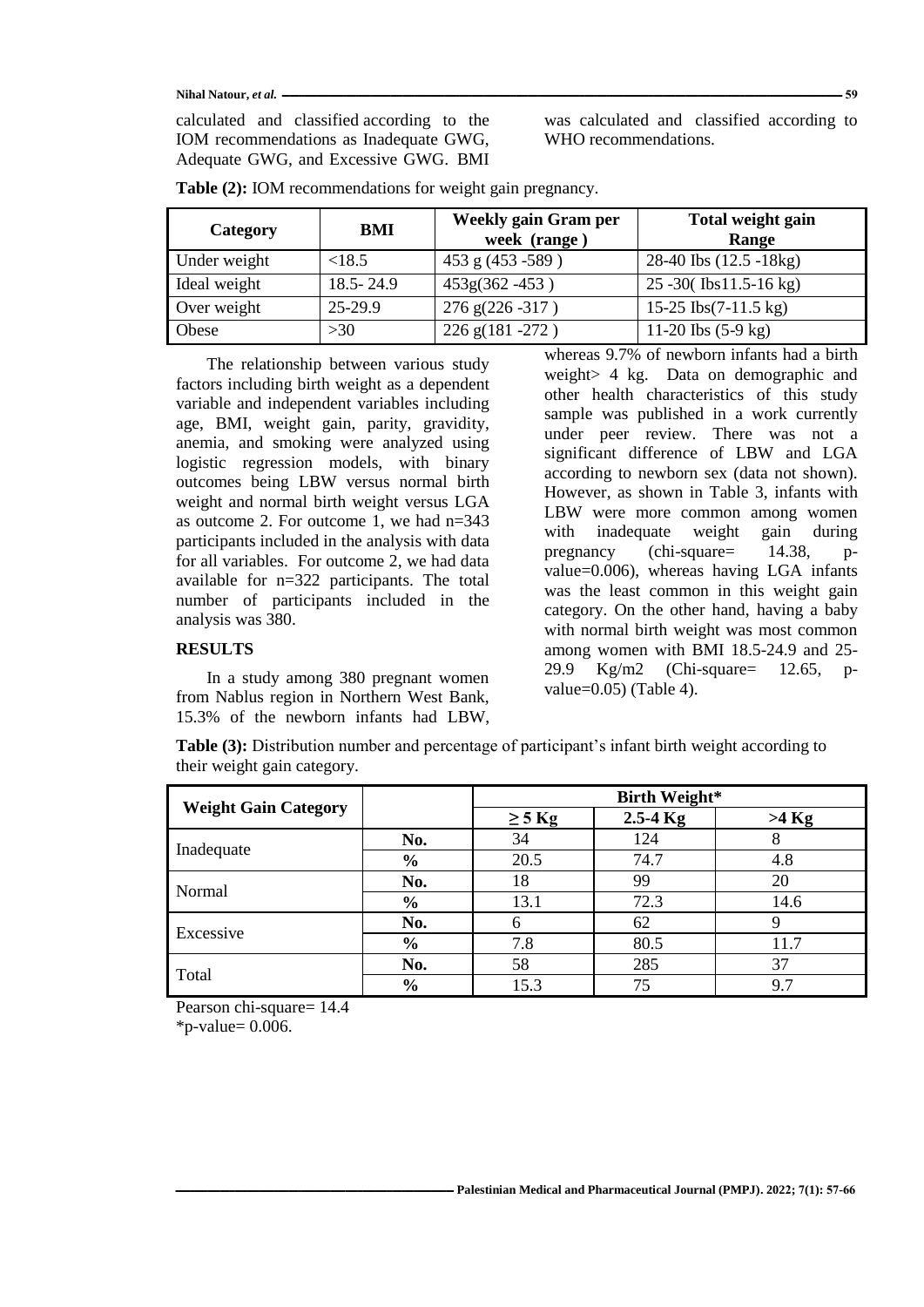calculated and classified according to the IOM recommendations as Inadequate GWG, Adequate GWG, and Excessive GWG. BMI was calculated and classified according to WHO recommendations.

**Table (2):** IOM recommendations for weight gain pregnancy.

| Category | BMI | Weekly gain Gram per week (range) | Total weight gain Range |
|---|---|---|---|
| Under weight | <18.5 | 453 g (453 -589 ) | 28-40 Ibs (12.5 -18kg) |
| Ideal weight | 18.5- 24.9 | 453g(362 -453 ) | 25 -30( Ibs11.5-16 kg) |
| Over weight | 25-29.9 | 276 g(226 -317 ) | 15-25 Ibs(7-11.5 kg) |
| Obese | >30 | 226 g(181 -272 ) | 11-20 Ibs (5-9 kg) |

The relationship between various study factors including birth weight as a dependent variable and independent variables including age, BMI, weight gain, parity, gravidity, anemia, and smoking were analyzed using logistic regression models, with binary outcomes being LBW versus normal birth weight and normal birth weight versus LGA as outcome 2. For outcome 1, we had n=343 participants included in the analysis with data for all variables. For outcome 2, we had data available for n=322 participants. The total number of participants included in the analysis was 380.

## RESULTS

In a study among 380 pregnant women from Nablus region in Northern West Bank, 15.3% of the newborn infants had LBW, whereas 9.7% of newborn infants had a birth weight> 4 kg. Data on demographic and other health characteristics of this study sample was published in a work currently under peer review. There was not a significant difference of LBW and LGA according to newborn sex (data not shown). However, as shown in Table 3, infants with LBW were more common among women with inadequate weight gain during pregnancy (chi-square= 14.38, p-value=0.006), whereas having LGA infants was the least common in this weight gain category. On the other hand, having a baby with normal birth weight was most common among women with BMI 18.5-24.9 and 25-29.9 Kg/m2 (Chi-square= 12.65, p-value=0.05) (Table 4).

**Table (3):** Distribution number and percentage of participant's infant birth weight according to their weight gain category.

| Weight Gain Category | | Birth Weight* | | |
|---|---|---|---|---|
| | | ≥ 5 Kg | 2.5-4 Kg | >4 Kg |
| Inadequate | No. | 34 | 124 | 8 |
| | % | 20.5 | 74.7 | 4.8 |
| Normal | No. | 18 | 99 | 20 |
| | % | 13.1 | 72.3 | 14.6 |
| Excessive | No. | 6 | 62 | 9 |
| | % | 7.8 | 80.5 | 11.7 |
| Total | No. | 58 | 285 | 37 |
| | % | 15.3 | 75 | 9.7 |

Pearson chi-square= 14.4
*p-value= 0.006.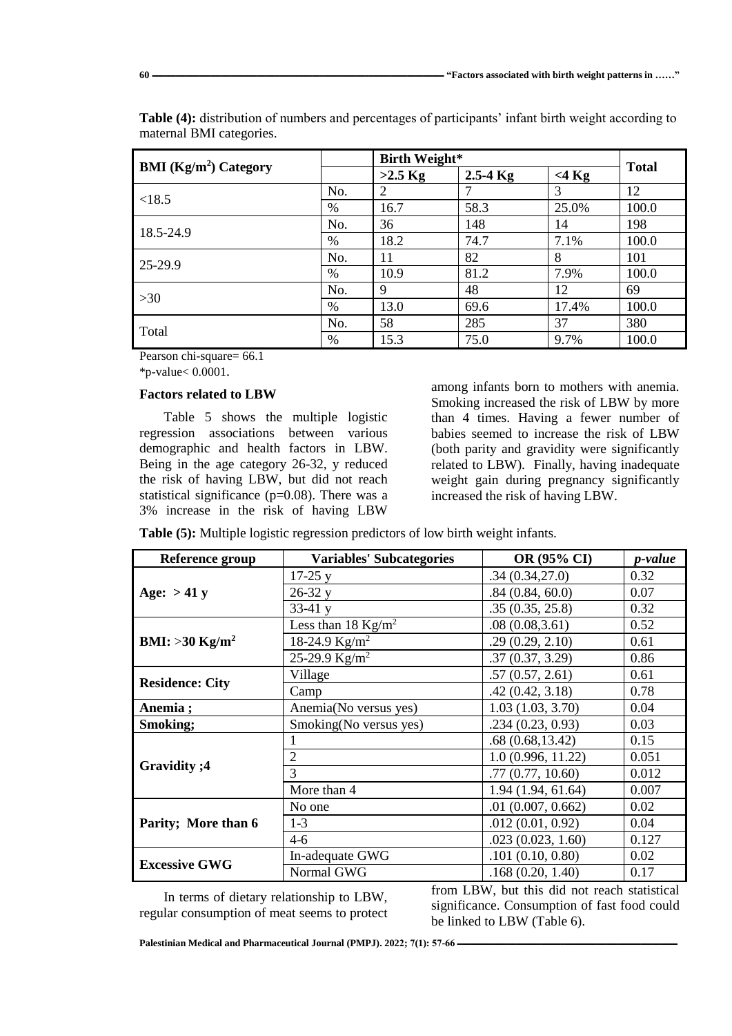**Table (4):** distribution of numbers and percentages of participants' infant birth weight according to maternal BMI categories.

| BMI ($Kg/m^2$) Category | | Birth Weight* | | | Total |
|---|---|---|---|---|---|
| | | >2.5 Kg | 2.5-4 Kg | <4 Kg | |
| <18.5 | No. | 2 | 7 | 3 | 12 |
| | % | 16.7 | 58.3 | 25.0% | 100.0 |
| 18.5-24.9 | No. | 36 | 148 | 14 | 198 |
| | % | 18.2 | 74.7 | 7.1% | 100.0 |
| 25-29.9 | No. | 11 | 82 | 8 | 101 |
| | % | 10.9 | 81.2 | 7.9% | 100.0 |
| >30 | No. | 9 | 48 | 12 | 69 |
| | % | 13.0 | 69.6 | 17.4% | 100.0 |
| Total | No. | 58 | 285 | 37 | 380 |
| | % | 15.3 | 75.0 | 9.7% | 100.0 |

Pearson chi-square= 66.1

*p-value< 0.0001.

### Factors related to LBW

Table 5 shows the multiple logistic regression associations between various demographic and health factors in LBW. Being in the age category 26-32, y reduced the risk of having LBW, but did not reach statistical significance (p=0.08). There was a 3% increase in the risk of having LBW among infants born to mothers with anemia. Smoking increased the risk of LBW by more than 4 times. Having a fewer number of babies seemed to increase the risk of LBW (both parity and gravidity were significantly related to LBW). Finally, having inadequate weight gain during pregnancy significantly increased the risk of having LBW.

**Table (5):** Multiple logistic regression predictors of low birth weight infants.

| Reference group | Variables' Subcategories | OR (95% CI) | *p-value* |
|---|---|---|---|
| **Age: > 41 y** | 17-25 y | .34 (0.34,27.0) | 0.32 |
| | 26-32 y | .84 (0.84, 60.0) | 0.07 |
| | 33-41 y | .35 (0.35, 25.8) | 0.32 |
| **BMI: >30 $Kg/m^2$** | Less than 18 $Kg/m^2$ | .08 (0.08,3.61) | 0.52 |
| | 18-24.9 $Kg/m^2$ | .29 (0.29, 2.10) | 0.61 |
| | 25-29.9 $Kg/m^2$ | .37 (0.37, 3.29) | 0.86 |
| **Residence: City** | Village | .57 (0.57, 2.61) | 0.61 |
| | Camp | .42 (0.42, 3.18) | 0.78 |
| **Anemia ;** | Anemia(No versus yes) | 1.03 (1.03, 3.70) | 0.04 |
| **Smoking;** | Smoking(No versus yes) | .234 (0.23, 0.93) | 0.03 |
| **Gravidity ;4** | 1 | .68 (0.68,13.42) | 0.15 |
| | 2 | 1.0 (0.996, 11.22) | 0.051 |
| | 3 | .77 (0.77, 10.60) | 0.012 |
| | More than 4 | 1.94 (1.94, 61.64) | 0.007 |
| **Parity; More than 6** | No one | .01 (0.007, 0.662) | 0.02 |
| | 1-3 | .012 (0.01, 0.92) | 0.04 |
| | 4-6 | .023 (0.023, 1.60) | 0.127 |
| **Excessive GWG** | In-adequate GWG | .101 (0.10, 0.80) | 0.02 |
| | Normal GWG | .168 (0.20, 1.40) | 0.17 |

In terms of dietary relationship to LBW, regular consumption of meat seems to protect from LBW, but this did not reach statistical significance. Consumption of fast food could be linked to LBW (Table 6).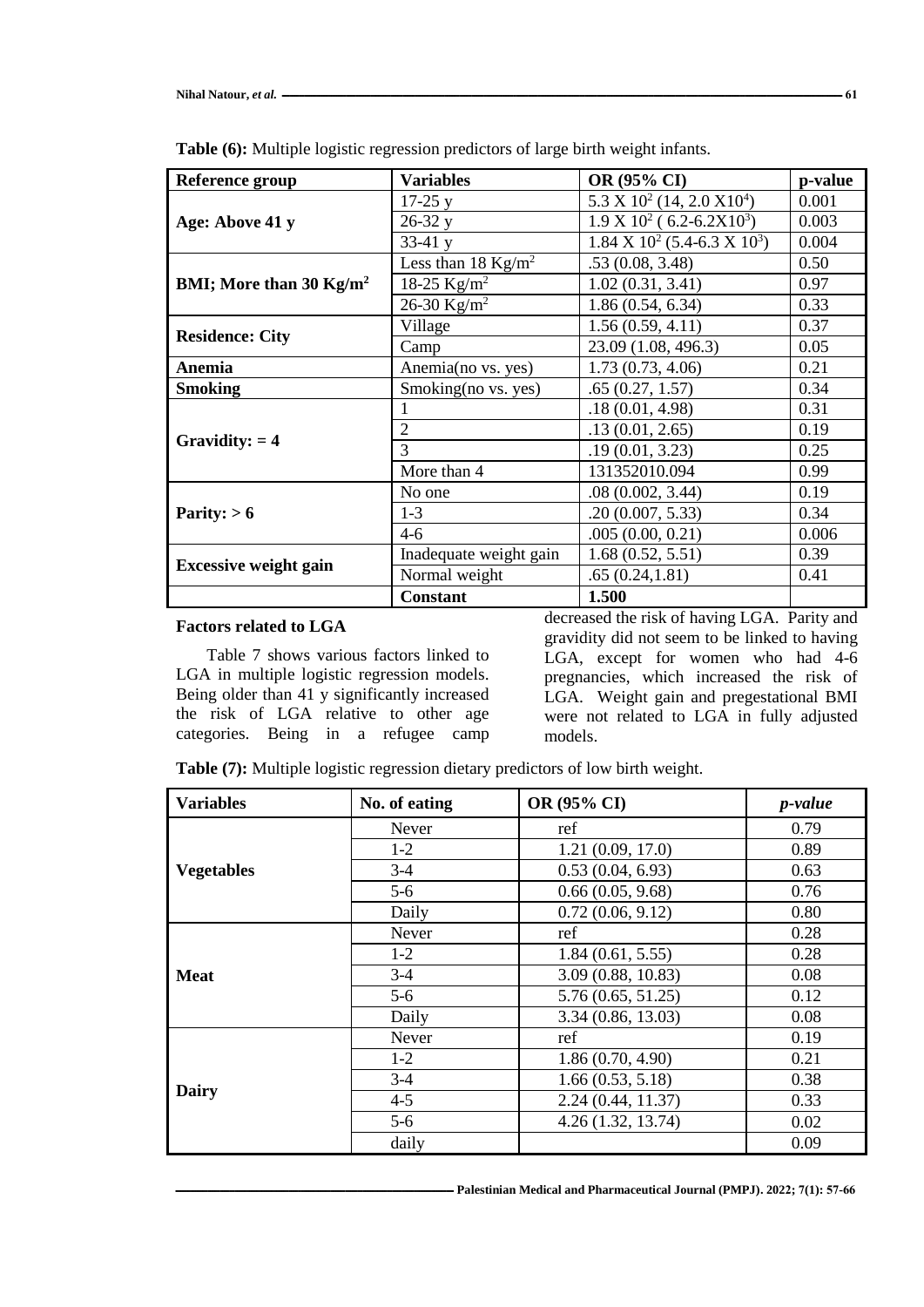**Table (6):** Multiple logistic regression predictors of large birth weight infants.

| Reference group | Variables | OR (95% CI) | p-value |
|---|---|---|---|
| Age: Above 41 y | 17-25 y | 5.3 X $10^2$ (14, 2.0 X$10^4$) | 0.001 |
| | 26-32 y | 1.9 X $10^2$ ( 6.2-6.2X$10^3$) | 0.003 |
| | 33-41 y | 1.84 X $10^2$ (5.4-6.3 X $10^3$) | 0.004 |
| BMI; More than 30 Kg/m$^2$ | Less than 18 Kg/m$^2$ | .53 (0.08, 3.48) | 0.50 |
| | 18-25 Kg/m$^2$ | 1.02 (0.31, 3.41) | 0.97 |
| | 26-30 Kg/m$^2$ | 1.86 (0.54, 6.34) | 0.33 |
| Residence: City | Village | 1.56 (0.59, 4.11) | 0.37 |
| | Camp | 23.09 (1.08, 496.3) | 0.05 |
| Anemia | Anemia(no vs. yes) | 1.73 (0.73, 4.06) | 0.21 |
| Smoking | Smoking(no vs. yes) | .65 (0.27, 1.57) | 0.34 |
| Gravidity: = 4 | 1 | .18 (0.01, 4.98) | 0.31 |
| | 2 | .13 (0.01, 2.65) | 0.19 |
| | 3 | .19 (0.01, 3.23) | 0.25 |
| | More than 4 | 131352010.094 | 0.99 |
| Parity: > 6 | No one | .08 (0.002, 3.44) | 0.19 |
| | 1-3 | .20 (0.007, 5.33) | 0.34 |
| | 4-6 | .005 (0.00, 0.21) | 0.006 |
| Excessive weight gain | Inadequate weight gain | 1.68 (0.52, 5.51) | 0.39 |
| | Normal weight | .65 (0.24,1.81) | 0.41 |
| | **Constant** | **1.500** | |

### Factors related to LGA

Table 7 shows various factors linked to LGA in multiple logistic regression models. Being older than 41 y significantly increased the risk of LGA relative to other age categories. Being in a refugee camp decreased the risk of having LGA. Parity and gravidity did not seem to be linked to having LGA, except for women who had 4-6 pregnancies, which increased the risk of LGA. Weight gain and pregestational BMI were not related to LGA in fully adjusted models.

**Table (7):** Multiple logistic regression dietary predictors of low birth weight.

| Variables | No. of eating | OR (95% CI) | *p-value* |
|---|---|---|---|
| Vegetables | Never | ref | 0.79 |
| | 1-2 | 1.21 (0.09, 17.0) | 0.89 |
| | 3-4 | 0.53 (0.04, 6.93) | 0.63 |
| | 5-6 | 0.66 (0.05, 9.68) | 0.76 |
| | Daily | 0.72 (0.06, 9.12) | 0.80 |
| Meat | Never | ref | 0.28 |
| | 1-2 | 1.84 (0.61, 5.55) | 0.28 |
| | 3-4 | 3.09 (0.88, 10.83) | 0.08 |
| | 5-6 | 5.76 (0.65, 51.25) | 0.12 |
| | Daily | 3.34 (0.86, 13.03) | 0.08 |
| Dairy | Never | ref | 0.19 |
| | 1-2 | 1.86 (0.70, 4.90) | 0.21 |
| | 3-4 | 1.66 (0.53, 5.18) | 0.38 |
| | 4-5 | 2.24 (0.44, 11.37) | 0.33 |
| | 5-6 | 4.26 (1.32, 13.74) | 0.02 |
| | daily | | 0.09 |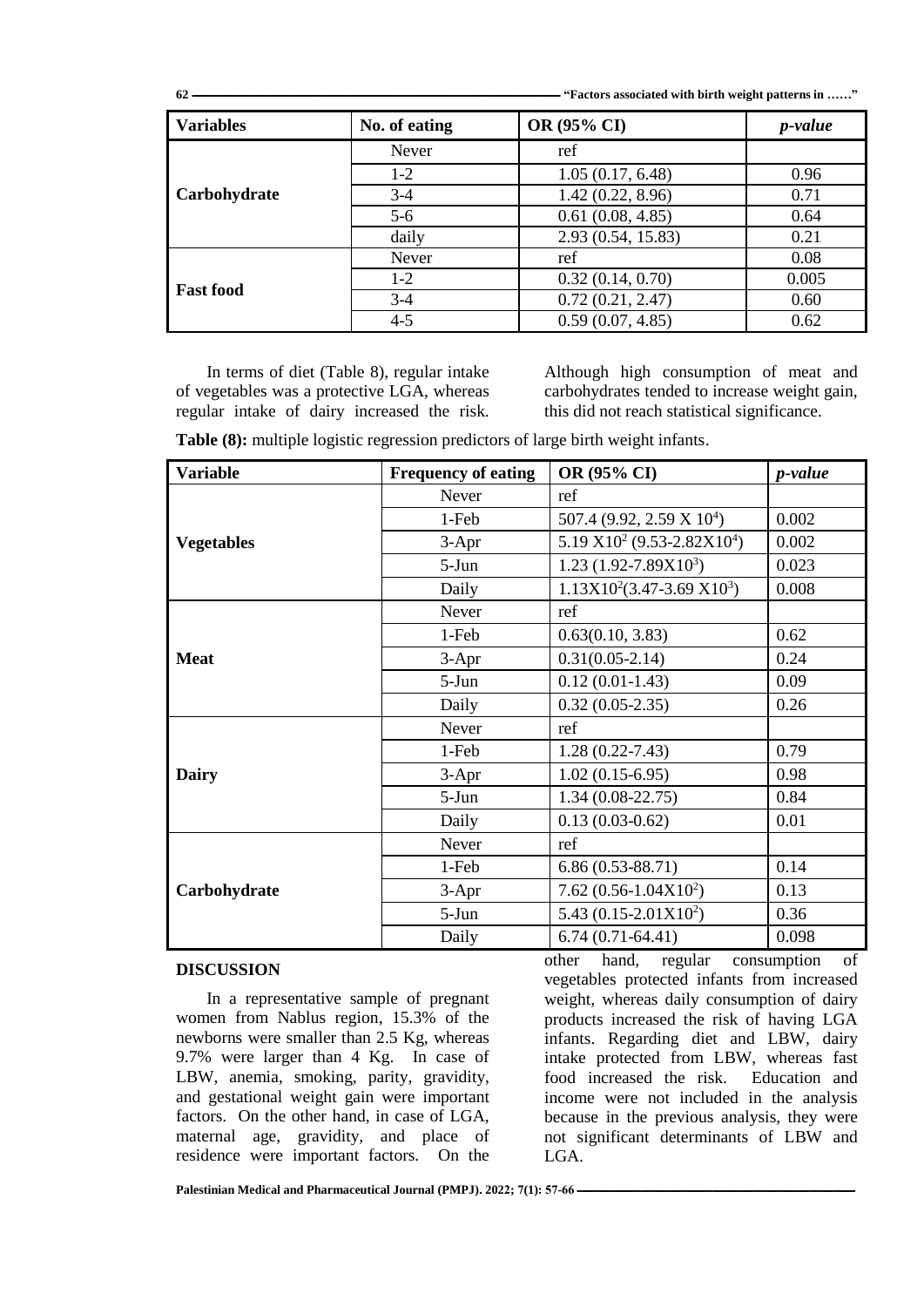| Variables | No. of eating | OR (95% CI) | *p-value* |
|---|---|---|---|
| **Carbohydrate** | Never | ref | |
| | 1-2 | 1.05 (0.17, 6.48) | 0.96 |
| | 3-4 | 1.42 (0.22, 8.96) | 0.71 |
| | 5-6 | 0.61 (0.08, 4.85) | 0.64 |
| | daily | 2.93 (0.54, 15.83) | 0.21 |
| **Fast food** | Never | ref | 0.08 |
| | 1-2 | 0.32 (0.14, 0.70) | 0.005 |
| | 3-4 | 0.72 (0.21, 2.47) | 0.60 |
| | 4-5 | 0.59 (0.07, 4.85) | 0.62 |

In terms of diet (Table 8), regular intake of vegetables was a protective LGA, whereas regular intake of dairy increased the risk. Although high consumption of meat and carbohydrates tended to increase weight gain, this did not reach statistical significance.

**Table (8):** multiple logistic regression predictors of large birth weight infants.

| Variable | Frequency of eating | OR (95% CI) | *p-value* |
|---|---|---|---|
| **Vegetables** | Never | ref | |
| | 1-Feb | 507.4 (9.92, 2.59 X $10^4$) | 0.002 |
| | 3-Apr | 5.19 X$10^2$ (9.53-2.82X$10^4$) | 0.002 |
| | 5-Jun | 1.23 (1.92-7.89X$10^3$) | 0.023 |
| | Daily | 1.13X$10^2$(3.47-3.69 X$10^3$) | 0.008 |
| **Meat** | Never | ref | |
| | 1-Feb | 0.63(0.10, 3.83) | 0.62 |
| | 3-Apr | 0.31(0.05-2.14) | 0.24 |
| | 5-Jun | 0.12 (0.01-1.43) | 0.09 |
| | Daily | 0.32 (0.05-2.35) | 0.26 |
| **Dairy** | Never | ref | |
| | 1-Feb | 1.28 (0.22-7.43) | 0.79 |
| | 3-Apr | 1.02 (0.15-6.95) | 0.98 |
| | 5-Jun | 1.34 (0.08-22.75) | 0.84 |
| | Daily | 0.13 (0.03-0.62) | 0.01 |
| **Carbohydrate** | Never | ref | |
| | 1-Feb | 6.86 (0.53-88.71) | 0.14 |
| | 3-Apr | 7.62 (0.56-1.04X$10^2$) | 0.13 |
| | 5-Jun | 5.43 (0.15-2.01X$10^2$) | 0.36 |
| | Daily | 6.74 (0.71-64.41) | 0.098 |

## DISCUSSION

In a representative sample of pregnant women from Nablus region, 15.3% of the newborns were smaller than 2.5 Kg, whereas 9.7% were larger than 4 Kg. In case of LBW, anemia, smoking, parity, gravidity, and gestational weight gain were important factors. On the other hand, in case of LGA, maternal age, gravidity, and place of residence were important factors. On the other hand, regular consumption of vegetables protected infants from increased weight, whereas daily consumption of dairy products increased the risk of having LGA infants. Regarding diet and LBW, dairy intake protected from LBW, whereas fast food increased the risk. Education and income were not included in the analysis because in the previous analysis, they were not significant determinants of LBW and LGA.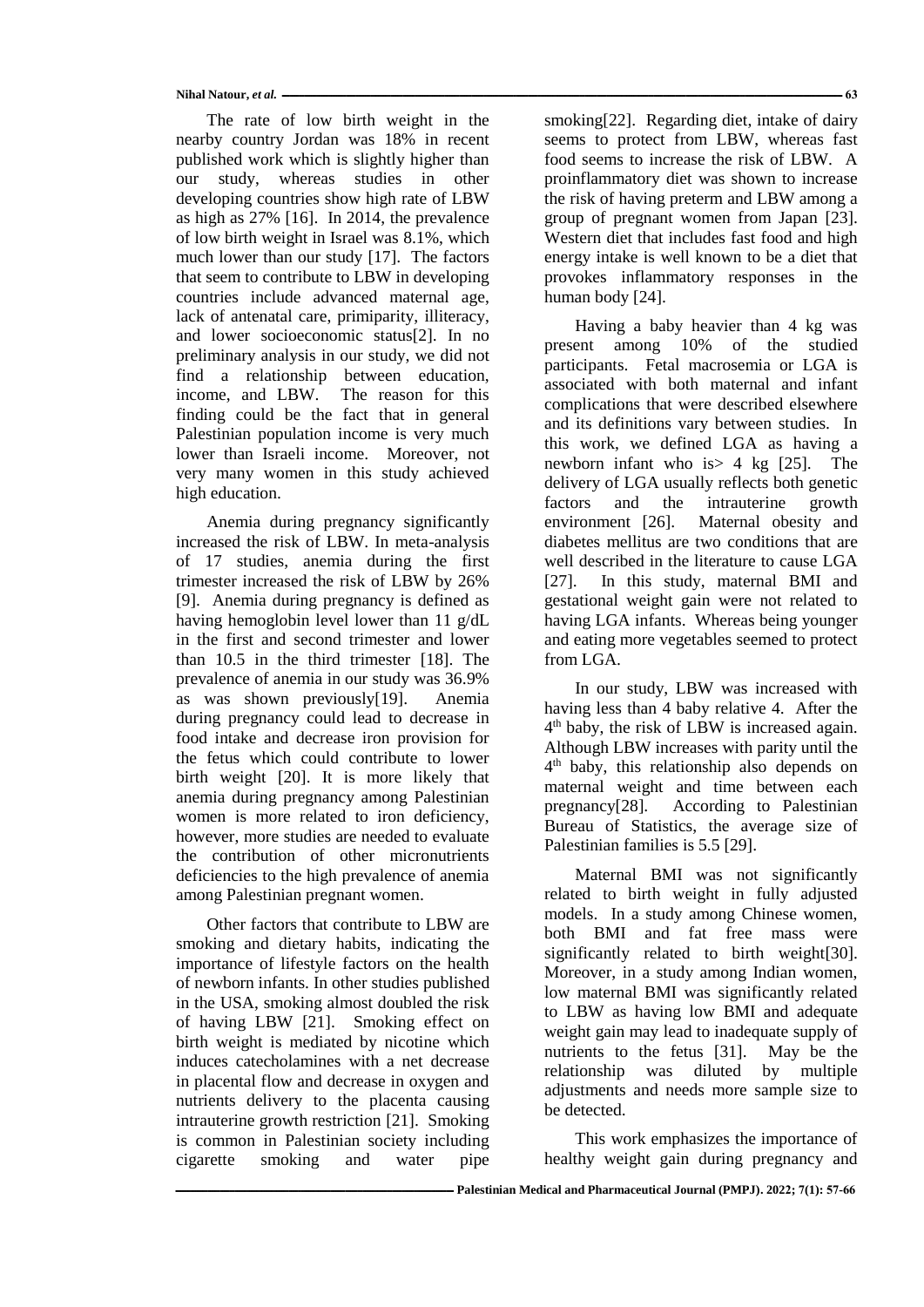The rate of low birth weight in the nearby country Jordan was 18% in recent published work which is slightly higher than our study, whereas studies in other developing countries show high rate of LBW as high as 27% [16]. In 2014, the prevalence of low birth weight in Israel was 8.1%, which much lower than our study [17]. The factors that seem to contribute to LBW in developing countries include advanced maternal age, lack of antenatal care, primiparity, illiteracy, and lower socioeconomic status[2]. In no preliminary analysis in our study, we did not find a relationship between education, income, and LBW. The reason for this finding could be the fact that in general Palestinian population income is very much lower than Israeli income. Moreover, not very many women in this study achieved high education.

Anemia during pregnancy significantly increased the risk of LBW. In meta-analysis of 17 studies, anemia during the first trimester increased the risk of LBW by 26% [9]. Anemia during pregnancy is defined as having hemoglobin level lower than 11 g/dL in the first and second trimester and lower than 10.5 in the third trimester [18]. The prevalence of anemia in our study was 36.9% as was shown previously[19]. Anemia during pregnancy could lead to decrease in food intake and decrease iron provision for the fetus which could contribute to lower birth weight [20]. It is more likely that anemia during pregnancy among Palestinian women is more related to iron deficiency, however, more studies are needed to evaluate the contribution of other micronutrients deficiencies to the high prevalence of anemia among Palestinian pregnant women.

Other factors that contribute to LBW are smoking and dietary habits, indicating the importance of lifestyle factors on the health of newborn infants. In other studies published in the USA, smoking almost doubled the risk of having LBW [21]. Smoking effect on birth weight is mediated by nicotine which induces catecholamines with a net decrease in placental flow and decrease in oxygen and nutrients delivery to the placenta causing intrauterine growth restriction [21]. Smoking is common in Palestinian society including cigarette smoking and water pipe smoking[22]. Regarding diet, intake of dairy seems to protect from LBW, whereas fast food seems to increase the risk of LBW. A proinflammatory diet was shown to increase the risk of having preterm and LBW among a group of pregnant women from Japan [23]. Western diet that includes fast food and high energy intake is well known to be a diet that provokes inflammatory responses in the human body [24].

Having a baby heavier than 4 kg was present among 10% of the studied participants. Fetal macrosemia or LGA is associated with both maternal and infant complications that were described elsewhere and its definitions vary between studies. In this work, we defined LGA as having a newborn infant who is> 4 kg [25]. The delivery of LGA usually reflects both genetic factors and the intrauterine growth environment [26]. Maternal obesity and diabetes mellitus are two conditions that are well described in the literature to cause LGA [27]. In this study, maternal BMI and gestational weight gain were not related to having LGA infants. Whereas being younger and eating more vegetables seemed to protect from LGA.

In our study, LBW was increased with having less than 4 baby relative 4. After the 4th baby, the risk of LBW is increased again. Although LBW increases with parity until the 4th baby, this relationship also depends on maternal weight and time between each pregnancy[28]. According to Palestinian Bureau of Statistics, the average size of Palestinian families is 5.5 [29].

Maternal BMI was not significantly related to birth weight in fully adjusted models. In a study among Chinese women, both BMI and fat free mass were significantly related to birth weight[30]. Moreover, in a study among Indian women, low maternal BMI was significantly related to LBW as having low BMI and adequate weight gain may lead to inadequate supply of nutrients to the fetus [31]. May be the relationship was diluted by multiple adjustments and needs more sample size to be detected.

This work emphasizes the importance of healthy weight gain during pregnancy and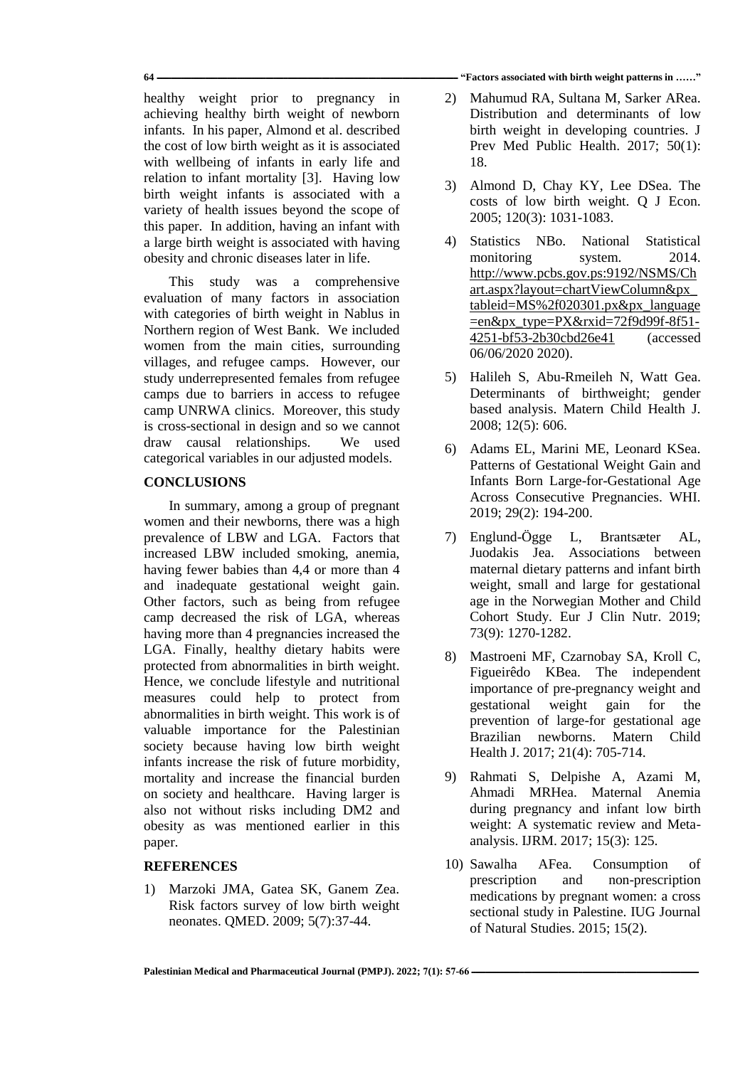healthy weight prior to pregnancy in achieving healthy birth weight of newborn infants. In his paper, Almond et al. described the cost of low birth weight as it is associated with wellbeing of infants in early life and relation to infant mortality [3]. Having low birth weight infants is associated with a variety of health issues beyond the scope of this paper. In addition, having an infant with a large birth weight is associated with having obesity and chronic diseases later in life.

This study was a comprehensive evaluation of many factors in association with categories of birth weight in Nablus in Northern region of West Bank. We included women from the main cities, surrounding villages, and refugee camps. However, our study underrepresented females from refugee camps due to barriers in access to refugee camp UNRWA clinics. Moreover, this study is cross-sectional in design and so we cannot draw causal relationships. We used categorical variables in our adjusted models.

## CONCLUSIONS

In summary, among a group of pregnant women and their newborns, there was a high prevalence of LBW and LGA. Factors that increased LBW included smoking, anemia, having fewer babies than 4,4 or more than 4 and inadequate gestational weight gain. Other factors, such as being from refugee camp decreased the risk of LGA, whereas having more than 4 pregnancies increased the LGA. Finally, healthy dietary habits were protected from abnormalities in birth weight. Hence, we conclude lifestyle and nutritional measures could help to protect from abnormalities in birth weight. This work is of valuable importance for the Palestinian society because having low birth weight infants increase the risk of future morbidity, mortality and increase the financial burden on society and healthcare. Having larger is also not without risks including DM2 and obesity as was mentioned earlier in this paper.

## REFERENCES

1) Marzoki JMA, Gatea SK, Ganem Zea. Risk factors survey of low birth weight neonates. QMED. 2009; 5(7):37-44.
2) Mahumud RA, Sultana M, Sarker ARea. Distribution and determinants of low birth weight in developing countries. J Prev Med Public Health. 2017; 50(1): 18.
3) Almond D, Chay KY, Lee DSea. The costs of low birth weight. Q J Econ. 2005; 120(3): 1031-1083.
4) Statistics NBo. National Statistical monitoring system. 2014. http://www.pcbs.gov.ps:9192/NSMS/Chart.aspx?layout=chartViewColumn&px_tableid=MS%2f020301.px&px_language=en&px_type=PX&rxid=72f9d99f-8f51-4251-bf53-2b30cbd26e41 (accessed 06/06/2020 2020).
5) Halileh S, Abu-Rmeileh N, Watt Gea. Determinants of birthweight; gender based analysis. Matern Child Health J. 2008; 12(5): 606.
6) Adams EL, Marini ME, Leonard KSea. Patterns of Gestational Weight Gain and Infants Born Large-for-Gestational Age Across Consecutive Pregnancies. WHI. 2019; 29(2): 194-200.
7) Englund-Ögge L, Brantsæter AL, Juodakis Jea. Associations between maternal dietary patterns and infant birth weight, small and large for gestational age in the Norwegian Mother and Child Cohort Study. Eur J Clin Nutr. 2019; 73(9): 1270-1282.
8) Mastroeni MF, Czarnobay SA, Kroll C, Figueirêdo KBea. The independent importance of pre-pregnancy weight and gestational weight gain for the prevention of large-for gestational age Brazilian newborns. Matern Child Health J. 2017; 21(4): 705-714.
9) Rahmati S, Delpishe A, Azami M, Ahmadi MRHea. Maternal Anemia during pregnancy and infant low birth weight: A systematic review and Meta-analysis. IJRM. 2017; 15(3): 125.
10) Sawalha AFea. Consumption of prescription and non-prescription medications by pregnant women: a cross sectional study in Palestine. IUG Journal of Natural Studies. 2015; 15(2).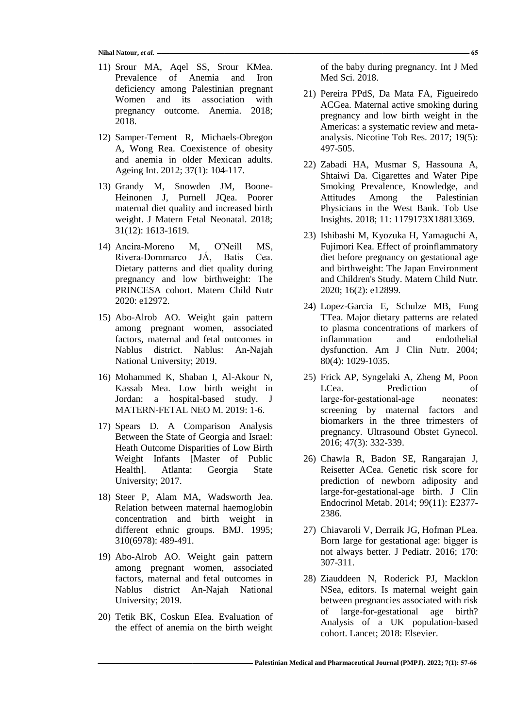11) Srour MA, Aqel SS, Srour KMea. Prevalence of Anemia and Iron deficiency among Palestinian pregnant Women and its association with pregnancy outcome. Anemia. 2018; 2018.

12) Samper-Ternent R, Michaels-Obregon A, Wong Rea. Coexistence of obesity and anemia in older Mexican adults. Ageing Int. 2012; 37(1): 104-117.

13) Grandy M, Snowden JM, Boone-Heinonen J, Purnell JQea. Poorer maternal diet quality and increased birth weight. J Matern Fetal Neonatal. 2018; 31(12): 1613-1619.

14) Ancira-Moreno M, O'Neill MS, Rivera-Dommarco JÁ, Batis Cea. Dietary patterns and diet quality during pregnancy and low birthweight: The PRINCESA cohort. Matern Child Nutr 2020: e12972.

15) Abo-Alrob AO. Weight gain pattern among pregnant women, associated factors, maternal and fetal outcomes in Nablus district. Nablus: An-Najah National University; 2019.

16) Mohammed K, Shaban I, Al-Akour N, Kassab Mea. Low birth weight in Jordan: a hospital-based study. J MATERN-FETAL NEO M. 2019: 1-6.

17) Spears D. A Comparison Analysis Between the State of Georgia and Israel: Heath Outcome Disparities of Low Birth Weight Infants [Master of Public Health]. Atlanta: Georgia State University; 2017.

18) Steer P, Alam MA, Wadsworth Jea. Relation between maternal haemoglobin concentration and birth weight in different ethnic groups. BMJ. 1995; 310(6978): 489-491.

19) Abo-Alrob AO. Weight gain pattern among pregnant women, associated factors, maternal and fetal outcomes in Nablus district An-Najah National University; 2019.

20) Tetik BK, Coskun EIea. Evaluation of the effect of anemia on the birth weight of the baby during pregnancy. Int J Med Med Sci. 2018.

21) Pereira PPdS, Da Mata FA, Figueiredo ACGea. Maternal active smoking during pregnancy and low birth weight in the Americas: a systematic review and meta-analysis. Nicotine Tob Res. 2017; 19(5): 497-505.

22) Zabadi HA, Musmar S, Hassouna A, Shtaiwi Da. Cigarettes and Water Pipe Smoking Prevalence, Knowledge, and Attitudes Among the Palestinian Physicians in the West Bank. Tob Use Insights. 2018; 11: 1179173X18813369.

23) Ishibashi M, Kyozuka H, Yamaguchi A, Fujimori Kea. Effect of proinflammatory diet before pregnancy on gestational age and birthweight: The Japan Environment and Children's Study. Matern Child Nutr. 2020; 16(2): e12899.

24) Lopez-Garcia E, Schulze MB, Fung TTea. Major dietary patterns are related to plasma concentrations of markers of inflammation and endothelial dysfunction. Am J Clin Nutr. 2004; 80(4): 1029-1035.

25) Frick AP, Syngelaki A, Zheng M, Poon LCea. Prediction of large-for-gestational-age neonates: screening by maternal factors and biomarkers in the three trimesters of pregnancy. Ultrasound Obstet Gynecol. 2016; 47(3): 332-339.

26) Chawla R, Badon SE, Rangarajan J, Reisetter ACea. Genetic risk score for prediction of newborn adiposity and large-for-gestational-age birth. J Clin Endocrinol Metab. 2014; 99(11): E2377-2386.

27) Chiavaroli V, Derraik JG, Hofman PLea. Born large for gestational age: bigger is not always better. J Pediatr. 2016; 170: 307-311.

28) Ziauddeen N, Roderick PJ, Macklon NSea, editors. Is maternal weight gain between pregnancies associated with risk of large-for-gestational age birth? Analysis of a UK population-based cohort. Lancet; 2018: Elsevier.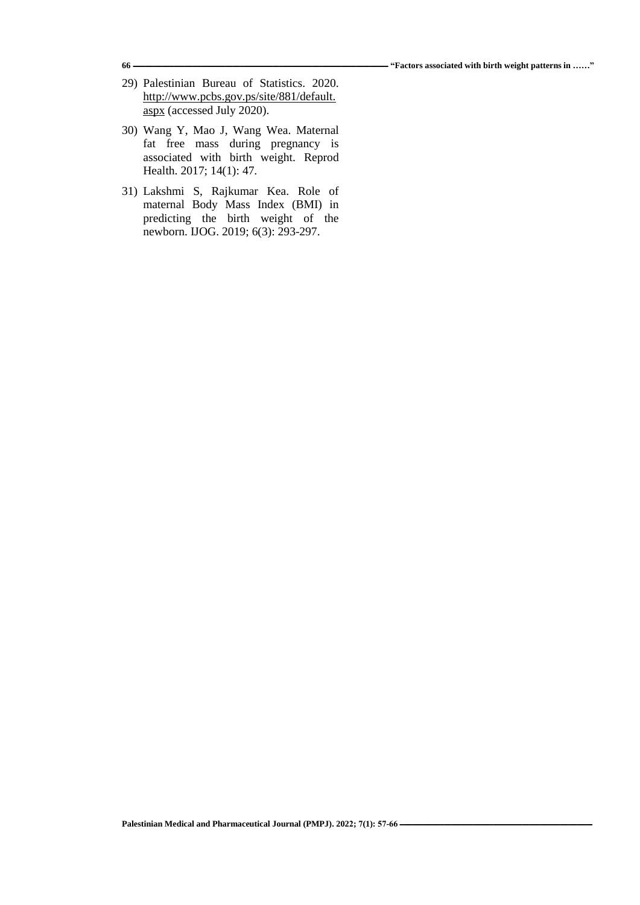29) Palestinian Bureau of Statistics. 2020. http://www.pcbs.gov.ps/site/881/default.aspx (accessed July 2020).

30) Wang Y, Mao J, Wang Wea. Maternal fat free mass during pregnancy is associated with birth weight. Reprod Health. 2017; 14(1): 47.

31) Lakshmi S, Rajkumar Kea. Role of maternal Body Mass Index (BMI) in predicting the birth weight of the newborn. IJOG. 2019; 6(3): 293-297.